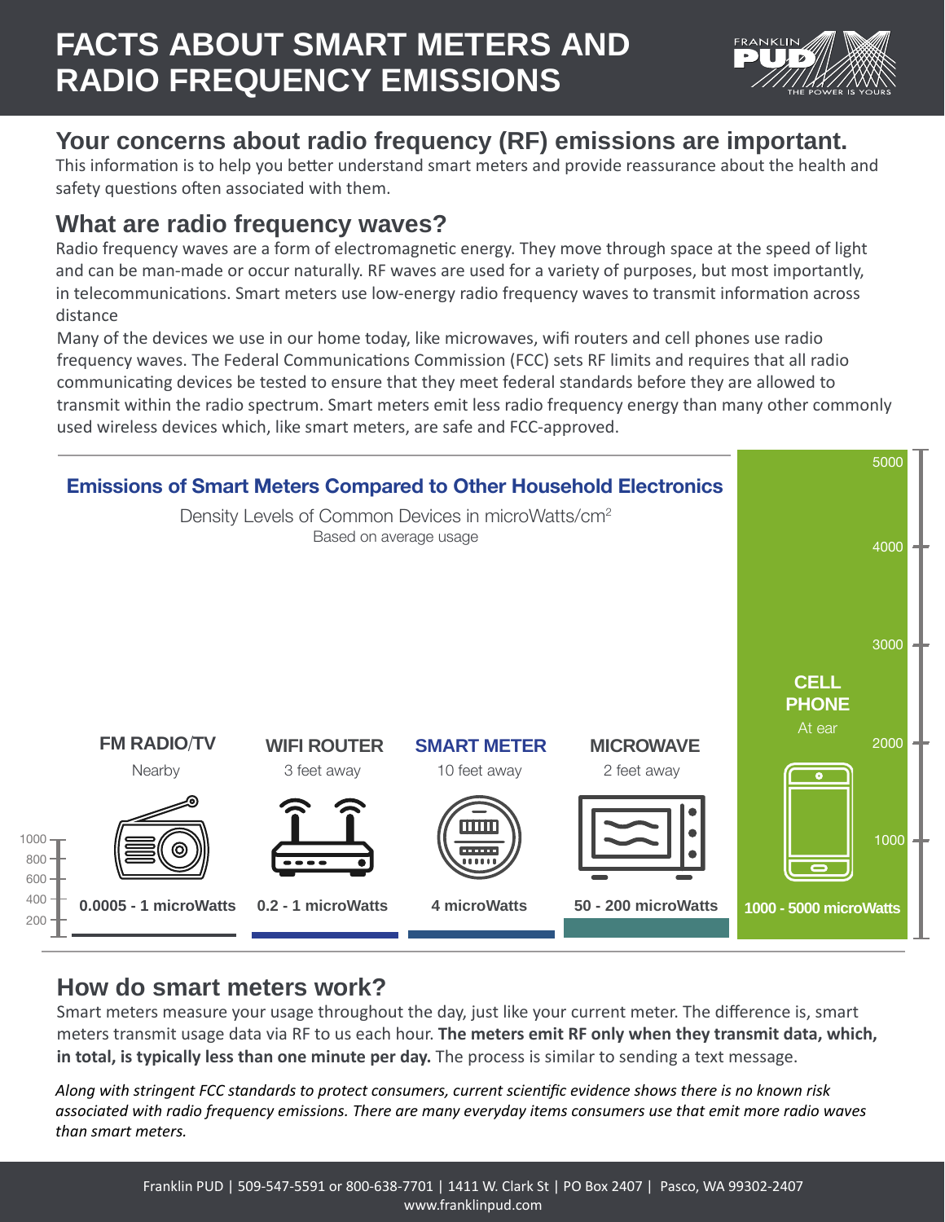# FACTS ABOUT SMART METERS AND RADIO FREQUENCY EMISSIONS

FRANKLIN PUD
THE POWER IS YOURS

## Your concerns about radio frequency (RF) emissions are important.

This information is to help you better understand smart meters and provide reassurance about the health and safety questions often associated with them.

## What are radio frequency waves?

Radio frequency waves are a form of electromagnetic energy. They move through space at the speed of light and can be man-made or occur naturally. RF waves are used for a variety of purposes, but most importantly, in telecommunications. Smart meters use low-energy radio frequency waves to transmit information across distance

Many of the devices we use in our home today, like microwaves, wifi routers and cell phones use radio frequency waves. The Federal Communications Commission (FCC) sets RF limits and requires that all radio communicating devices be tested to ensure that they meet federal standards before they are allowed to transmit within the radio spectrum. Smart meters emit less radio frequency energy than many other commonly used wireless devices which, like smart meters, are safe and FCC-approved.

### Emissions of Smart Meters Compared to Other Household Electronics

Density Levels of Common Devices in microWatts/cm$^2$
Based on average usage

| Device | Distance | Emissions |
|---|---|---|
| FM RADIO/TV | Nearby | 0.0005 - 1 microWatts |
| WIFI ROUTER | 3 feet away | 0.2 - 1 microWatts |
| SMART METER | 10 feet away | 4 microWatts |
| MICROWAVE | 2 feet away | 50 - 200 microWatts |
| CELL PHONE | At ear | 1000 - 5000 microWatts |

## How do smart meters work?

Smart meters measure your usage throughout the day, just like your current meter. The difference is, smart meters transmit usage data via RF to us each hour. **The meters emit RF only when they transmit data, which, in total, is typically less than one minute per day.** The process is similar to sending a text message.

*Along with stringent FCC standards to protect consumers, current scientific evidence shows there is no known risk associated with radio frequency emissions. There are many everyday items consumers use that emit more radio waves than smart meters.*

Franklin PUD | 509-547-5591 or 800-638-7701 | 1411 W. Clark St | PO Box 2407 | Pasco, WA 99302-2407
www.franklinpud.com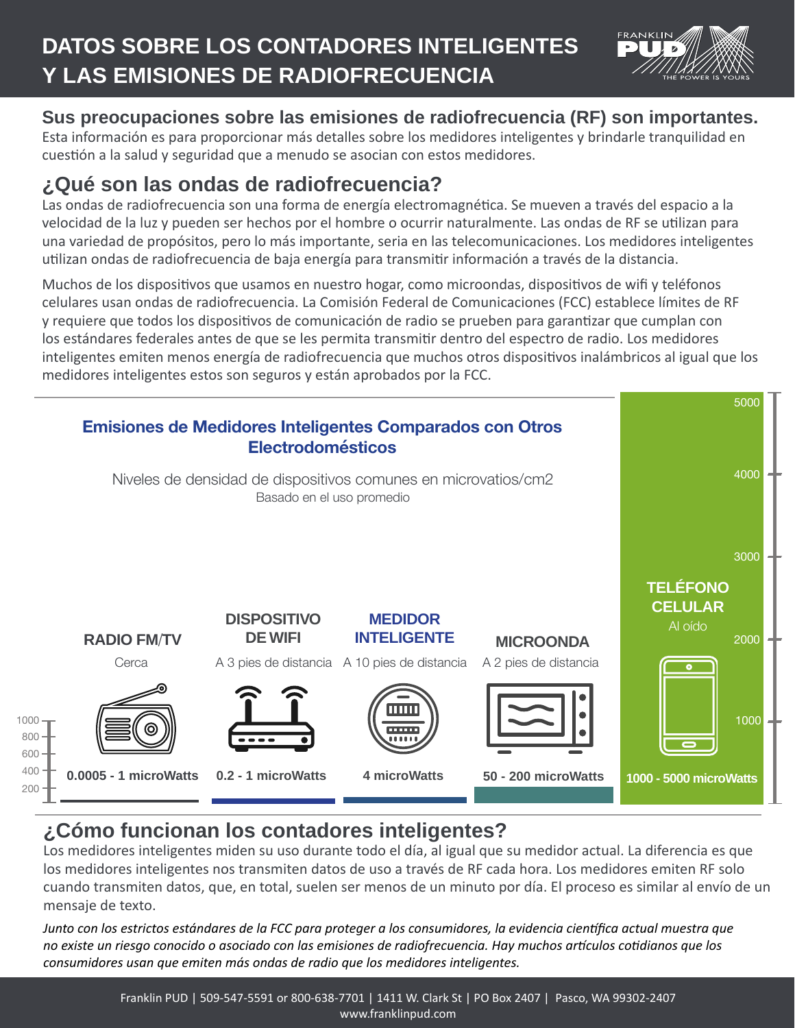# DATOS SOBRE LOS CONTADORES INTELIGENTES Y LAS EMISIONES DE RADIOFRECUENCIA

FRANKLIN PUD
THE POWER IS YOURS

## Sus preocupaciones sobre las emisiones de radiofrecuencia (RF) son importantes.

Esta información es para proporcionar más detalles sobre los medidores inteligentes y brindarle tranquilidad en cuestión a la salud y seguridad que a menudo se asocian con estos medidores.

## ¿Qué son las ondas de radiofrecuencia?

Las ondas de radiofrecuencia son una forma de energía electromagnética. Se mueven a través del espacio a la velocidad de la luz y pueden ser hechos por el hombre o ocurrir naturalmente. Las ondas de RF se utilizan para una variedad de propósitos, pero lo más importante, seria en las telecomunicaciones. Los medidores inteligentes utilizan ondas de radiofrecuencia de baja energía para transmitir información a través de la distancia.

Muchos de los dispositivos que usamos en nuestro hogar, como microondas, dispositivos de wifi y teléfonos celulares usan ondas de radiofrecuencia. La Comisión Federal de Comunicaciones (FCC) establece límites de RF y requiere que todos los dispositivos de comunicación de radio se prueben para garantizar que cumplan con los estándares federales antes de que se les permita transmitir dentro del espectro de radio. Los medidores inteligentes emiten menos energía de radiofrecuencia que muchos otros dispositivos inalámbricos al igual que los medidores inteligentes estos son seguros y están aprobados por la FCC.

### Emisiones de Medidores Inteligentes Comparados con Otros Electrodomésticos

Niveles de densidad de dispositivos comunes en microvatios/cm2
Basado en el uso promedio

RADIO FM/TV
Cerca
0.0005 - 1 microWatts

DISPOSITIVO DE WIFI
A 3 pies de distancia
0.2 - 1 microWatts

MEDIDOR INTELIGENTE
A 10 pies de distancia
4 microWatts

MICROONDA
A 2 pies de distancia
50 - 200 microWatts

TELÉFONO CELULAR
Al oído
1000 - 5000 microWatts

200
400
600
800
1000
2000
3000
4000
5000

## ¿Cómo funcionan los contadores inteligentes?

Los medidores inteligentes miden su uso durante todo el día, al igual que su medidor actual. La diferencia es que los medidores inteligentes nos transmiten datos de uso a través de RF cada hora. Los medidores emiten RF solo cuando transmiten datos, que, en total, suelen ser menos de un minuto por día. El proceso es similar al envío de un mensaje de texto.

*Junto con los estrictos estándares de la FCC para proteger a los consumidores, la evidencia científica actual muestra que no existe un riesgo conocido o asociado con las emisiones de radiofrecuencia. Hay muchos artículos cotidianos que los consumidores usan que emiten más ondas de radio que los medidores inteligentes.*

Franklin PUD | 509-547-5591 or 800-638-7701 | 1411 W. Clark St | PO Box 2407 | Pasco, WA 99302-2407
www.franklinpud.com